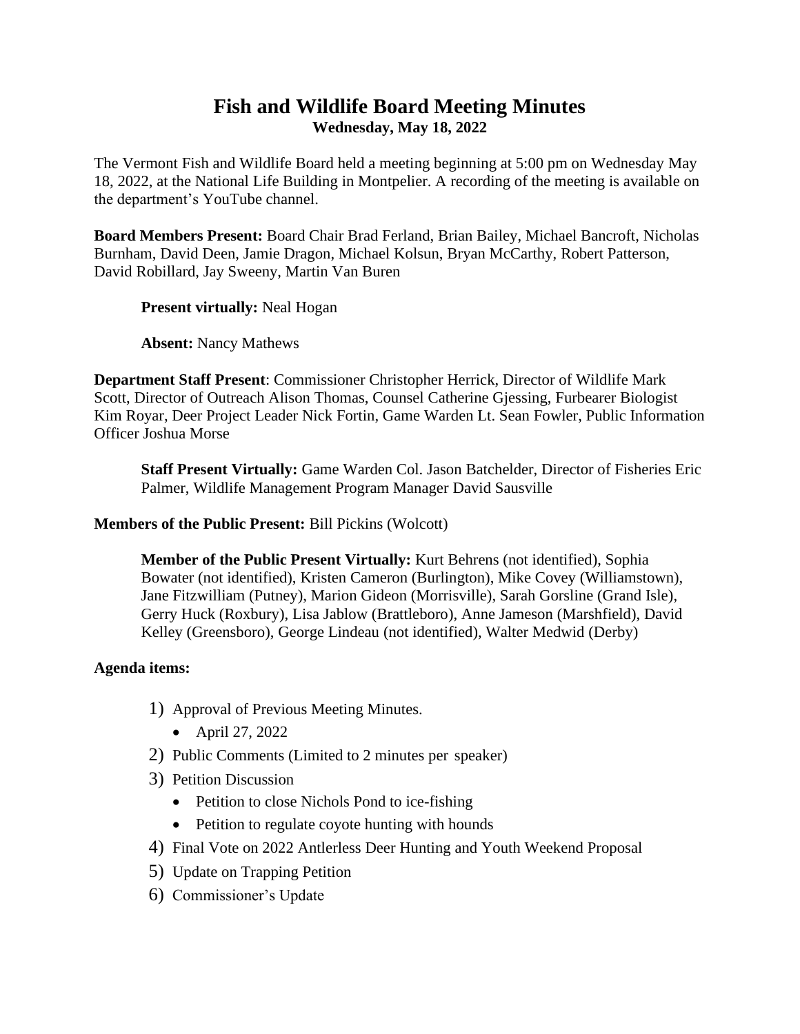# Fish and Wildlife Board Meeting Minutes

**Wednesday, May 18, 2022**

The Vermont Fish and Wildlife Board held a meeting beginning at 5:00 pm on Wednesday May 18, 2022, at the National Life Building in Montpelier. A recording of the meeting is available on the department's YouTube channel.

**Board Members Present:** Board Chair Brad Ferland, Brian Bailey, Michael Bancroft, Nicholas Burnham, David Deen, Jamie Dragon, Michael Kolsun, Bryan McCarthy, Robert Patterson, David Robillard, Jay Sweeny, Martin Van Buren

> **Present virtually:** Neal Hogan
>
> **Absent:** Nancy Mathews

**Department Staff Present**: Commissioner Christopher Herrick, Director of Wildlife Mark Scott, Director of Outreach Alison Thomas, Counsel Catherine Gjessing, Furbearer Biologist Kim Royar, Deer Project Leader Nick Fortin, Game Warden Lt. Sean Fowler, Public Information Officer Joshua Morse

> **Staff Present Virtually:** Game Warden Col. Jason Batchelder, Director of Fisheries Eric Palmer, Wildlife Management Program Manager David Sausville

**Members of the Public Present:** Bill Pickins (Wolcott)

> **Member of the Public Present Virtually:** Kurt Behrens (not identified), Sophia Bowater (not identified), Kristen Cameron (Burlington), Mike Covey (Williamstown), Jane Fitzwilliam (Putney), Marion Gideon (Morrisville), Sarah Gorsline (Grand Isle), Gerry Huck (Roxbury), Lisa Jablow (Brattleboro), Anne Jameson (Marshfield), David Kelley (Greensboro), George Lindeau (not identified), Walter Medwid (Derby)

**Agenda items:**

1) Approval of Previous Meeting Minutes.
   - April 27, 2022
2) Public Comments (Limited to 2 minutes per speaker)
3) Petition Discussion
   - Petition to close Nichols Pond to ice-fishing
   - Petition to regulate coyote hunting with hounds
4) Final Vote on 2022 Antlerless Deer Hunting and Youth Weekend Proposal
5) Update on Trapping Petition
6) Commissioner's Update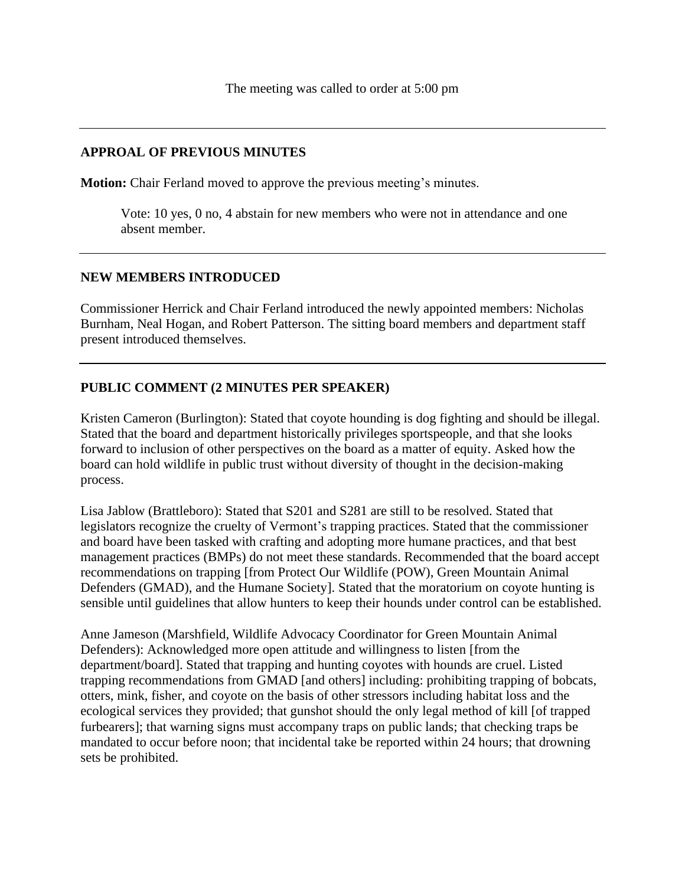The meeting was called to order at 5:00 pm

---

## APPROAL OF PREVIOUS MINUTES

**Motion:** Chair Ferland moved to approve the previous meeting's minutes.

> Vote: 10 yes, 0 no, 4 abstain for new members who were not in attendance and one absent member.

---

## NEW MEMBERS INTRODUCED

Commissioner Herrick and Chair Ferland introduced the newly appointed members: Nicholas Burnham, Neal Hogan, and Robert Patterson. The sitting board members and department staff present introduced themselves.

---

## PUBLIC COMMENT (2 MINUTES PER SPEAKER)

Kristen Cameron (Burlington): Stated that coyote hounding is dog fighting and should be illegal. Stated that the board and department historically privileges sportspeople, and that she looks forward to inclusion of other perspectives on the board as a matter of equity. Asked how the board can hold wildlife in public trust without diversity of thought in the decision-making process.

Lisa Jablow (Brattleboro): Stated that S201 and S281 are still to be resolved. Stated that legislators recognize the cruelty of Vermont's trapping practices. Stated that the commissioner and board have been tasked with crafting and adopting more humane practices, and that best management practices (BMPs) do not meet these standards. Recommended that the board accept recommendations on trapping [from Protect Our Wildlife (POW), Green Mountain Animal Defenders (GMAD), and the Humane Society]. Stated that the moratorium on coyote hunting is sensible until guidelines that allow hunters to keep their hounds under control can be established.

Anne Jameson (Marshfield, Wildlife Advocacy Coordinator for Green Mountain Animal Defenders): Acknowledged more open attitude and willingness to listen [from the department/board]. Stated that trapping and hunting coyotes with hounds are cruel. Listed trapping recommendations from GMAD [and others] including: prohibiting trapping of bobcats, otters, mink, fisher, and coyote on the basis of other stressors including habitat loss and the ecological services they provided; that gunshot should the only legal method of kill [of trapped furbearers]; that warning signs must accompany traps on public lands; that checking traps be mandated to occur before noon; that incidental take be reported within 24 hours; that drowning sets be prohibited.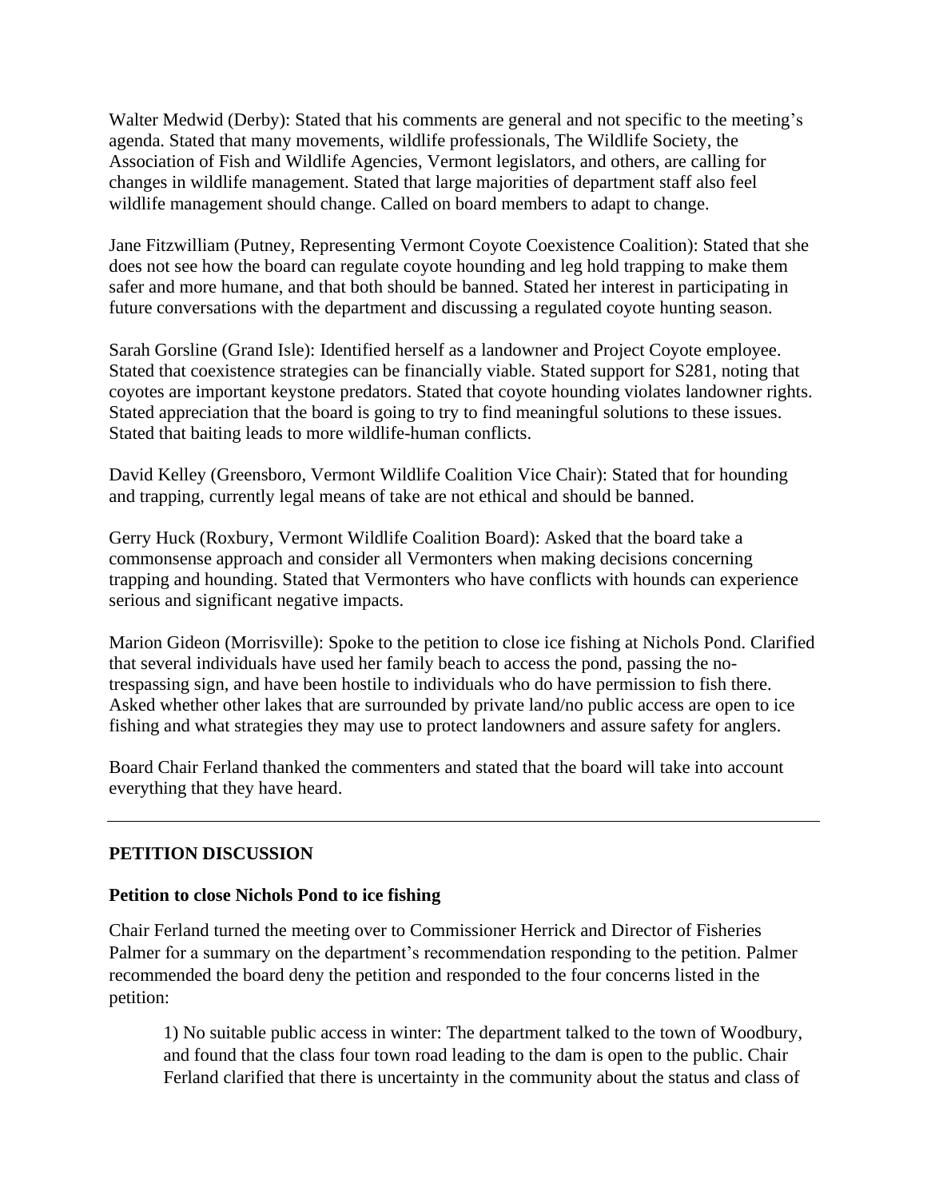Walter Medwid (Derby): Stated that his comments are general and not specific to the meeting's agenda. Stated that many movements, wildlife professionals, The Wildlife Society, the Association of Fish and Wildlife Agencies, Vermont legislators, and others, are calling for changes in wildlife management. Stated that large majorities of department staff also feel wildlife management should change. Called on board members to adapt to change.

Jane Fitzwilliam (Putney, Representing Vermont Coyote Coexistence Coalition): Stated that she does not see how the board can regulate coyote hounding and leg hold trapping to make them safer and more humane, and that both should be banned. Stated her interest in participating in future conversations with the department and discussing a regulated coyote hunting season.

Sarah Gorsline (Grand Isle): Identified herself as a landowner and Project Coyote employee. Stated that coexistence strategies can be financially viable. Stated support for S281, noting that coyotes are important keystone predators. Stated that coyote hounding violates landowner rights. Stated appreciation that the board is going to try to find meaningful solutions to these issues. Stated that baiting leads to more wildlife-human conflicts.

David Kelley (Greensboro, Vermont Wildlife Coalition Vice Chair): Stated that for hounding and trapping, currently legal means of take are not ethical and should be banned.

Gerry Huck (Roxbury, Vermont Wildlife Coalition Board): Asked that the board take a commonsense approach and consider all Vermonters when making decisions concerning trapping and hounding. Stated that Vermonters who have conflicts with hounds can experience serious and significant negative impacts.

Marion Gideon (Morrisville): Spoke to the petition to close ice fishing at Nichols Pond. Clarified that several individuals have used her family beach to access the pond, passing the no-trespassing sign, and have been hostile to individuals who do have permission to fish there. Asked whether other lakes that are surrounded by private land/no public access are open to ice fishing and what strategies they may use to protect landowners and assure safety for anglers.

Board Chair Ferland thanked the commenters and stated that the board will take into account everything that they have heard.

---

## PETITION DISCUSSION

### Petition to close Nichols Pond to ice fishing

Chair Ferland turned the meeting over to Commissioner Herrick and Director of Fisheries Palmer for a summary on the department's recommendation responding to the petition. Palmer recommended the board deny the petition and responded to the four concerns listed in the petition:

> 1) No suitable public access in winter: The department talked to the town of Woodbury, and found that the class four town road leading to the dam is open to the public. Chair Ferland clarified that there is uncertainty in the community about the status and class of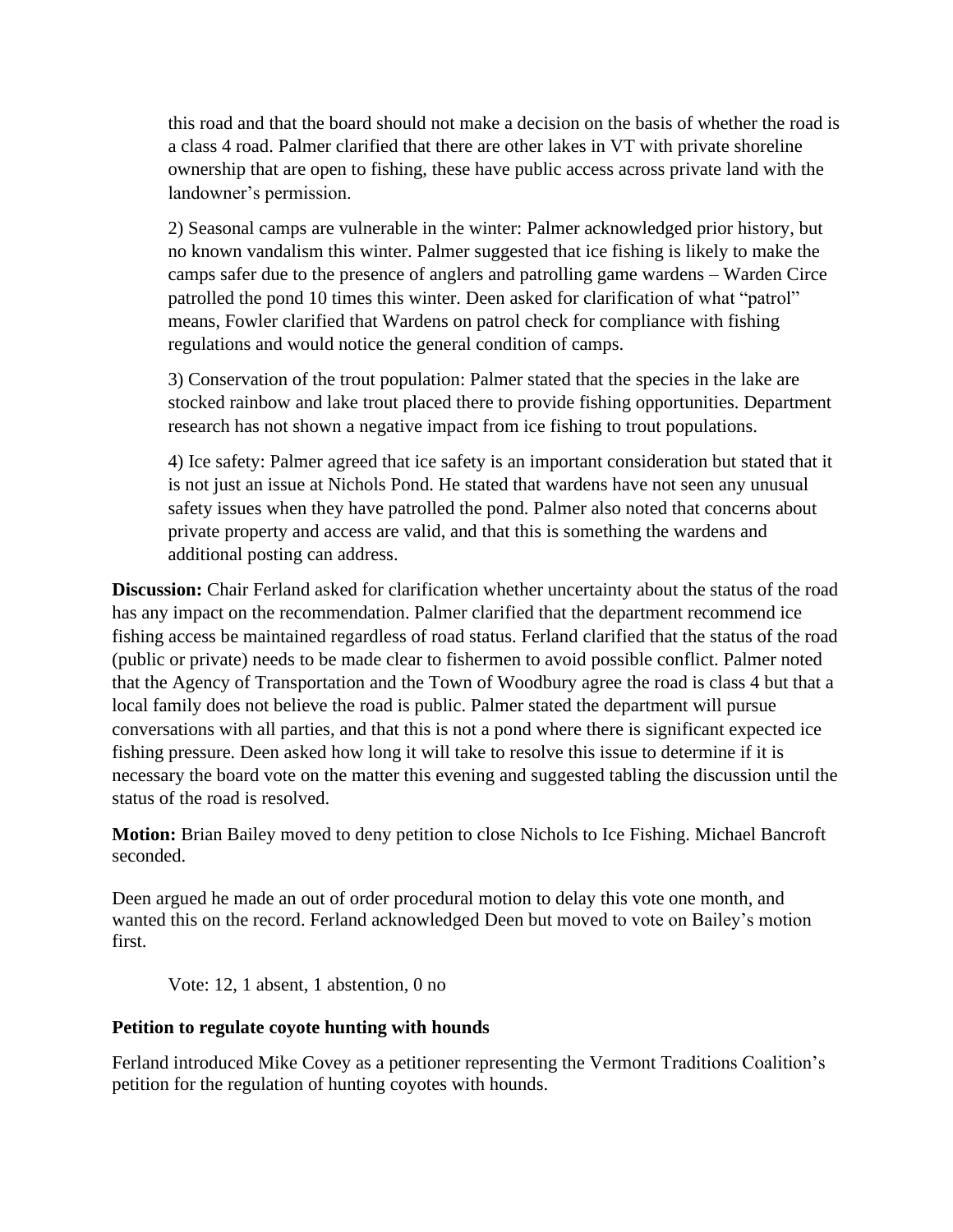this road and that the board should not make a decision on the basis of whether the road is a class 4 road. Palmer clarified that there are other lakes in VT with private shoreline ownership that are open to fishing, these have public access across private land with the landowner's permission.

2) Seasonal camps are vulnerable in the winter: Palmer acknowledged prior history, but no known vandalism this winter. Palmer suggested that ice fishing is likely to make the camps safer due to the presence of anglers and patrolling game wardens – Warden Circe patrolled the pond 10 times this winter. Deen asked for clarification of what "patrol" means, Fowler clarified that Wardens on patrol check for compliance with fishing regulations and would notice the general condition of camps.

3) Conservation of the trout population: Palmer stated that the species in the lake are stocked rainbow and lake trout placed there to provide fishing opportunities. Department research has not shown a negative impact from ice fishing to trout populations.

4) Ice safety: Palmer agreed that ice safety is an important consideration but stated that it is not just an issue at Nichols Pond. He stated that wardens have not seen any unusual safety issues when they have patrolled the pond. Palmer also noted that concerns about private property and access are valid, and that this is something the wardens and additional posting can address.

**Discussion:** Chair Ferland asked for clarification whether uncertainty about the status of the road has any impact on the recommendation. Palmer clarified that the department recommend ice fishing access be maintained regardless of road status. Ferland clarified that the status of the road (public or private) needs to be made clear to fishermen to avoid possible conflict. Palmer noted that the Agency of Transportation and the Town of Woodbury agree the road is class 4 but that a local family does not believe the road is public. Palmer stated the department will pursue conversations with all parties, and that this is not a pond where there is significant expected ice fishing pressure. Deen asked how long it will take to resolve this issue to determine if it is necessary the board vote on the matter this evening and suggested tabling the discussion until the status of the road is resolved.

**Motion:** Brian Bailey moved to deny petition to close Nichols to Ice Fishing. Michael Bancroft seconded.

Deen argued he made an out of order procedural motion to delay this vote one month, and wanted this on the record. Ferland acknowledged Deen but moved to vote on Bailey's motion first.

Vote: 12, 1 absent, 1 abstention, 0 no

**Petition to regulate coyote hunting with hounds**

Ferland introduced Mike Covey as a petitioner representing the Vermont Traditions Coalition's petition for the regulation of hunting coyotes with hounds.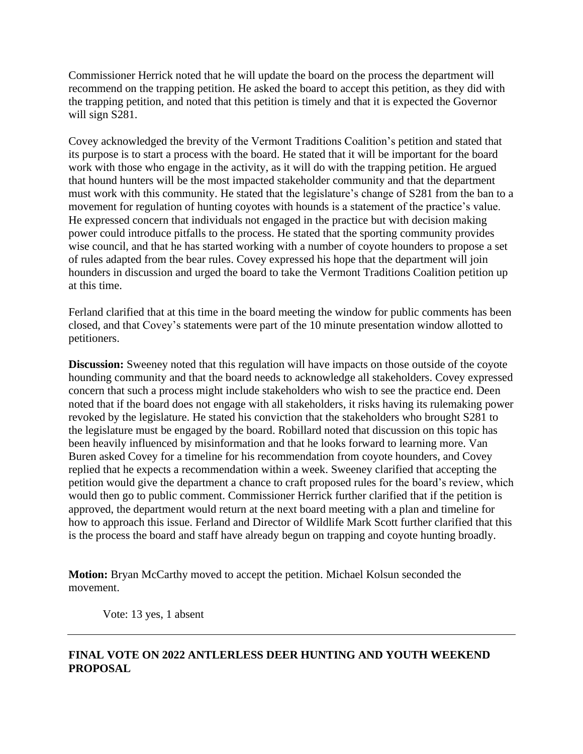Commissioner Herrick noted that he will update the board on the process the department will recommend on the trapping petition. He asked the board to accept this petition, as they did with the trapping petition, and noted that this petition is timely and that it is expected the Governor will sign S281.

Covey acknowledged the brevity of the Vermont Traditions Coalition's petition and stated that its purpose is to start a process with the board. He stated that it will be important for the board work with those who engage in the activity, as it will do with the trapping petition. He argued that hound hunters will be the most impacted stakeholder community and that the department must work with this community. He stated that the legislature's change of S281 from the ban to a movement for regulation of hunting coyotes with hounds is a statement of the practice's value. He expressed concern that individuals not engaged in the practice but with decision making power could introduce pitfalls to the process. He stated that the sporting community provides wise council, and that he has started working with a number of coyote hounders to propose a set of rules adapted from the bear rules. Covey expressed his hope that the department will join hounders in discussion and urged the board to take the Vermont Traditions Coalition petition up at this time.

Ferland clarified that at this time in the board meeting the window for public comments has been closed, and that Covey's statements were part of the 10 minute presentation window allotted to petitioners.

**Discussion:** Sweeney noted that this regulation will have impacts on those outside of the coyote hounding community and that the board needs to acknowledge all stakeholders. Covey expressed concern that such a process might include stakeholders who wish to see the practice end. Deen noted that if the board does not engage with all stakeholders, it risks having its rulemaking power revoked by the legislature. He stated his conviction that the stakeholders who brought S281 to the legislature must be engaged by the board. Robillard noted that discussion on this topic has been heavily influenced by misinformation and that he looks forward to learning more. Van Buren asked Covey for a timeline for his recommendation from coyote hounders, and Covey replied that he expects a recommendation within a week. Sweeney clarified that accepting the petition would give the department a chance to craft proposed rules for the board's review, which would then go to public comment. Commissioner Herrick further clarified that if the petition is approved, the department would return at the next board meeting with a plan and timeline for how to approach this issue. Ferland and Director of Wildlife Mark Scott further clarified that this is the process the board and staff have already begun on trapping and coyote hunting broadly.

**Motion:** Bryan McCarthy moved to accept the petition. Michael Kolsun seconded the movement.

Vote: 13 yes, 1 absent

---

**FINAL VOTE ON 2022 ANTLERLESS DEER HUNTING AND YOUTH WEEKEND PROPOSAL**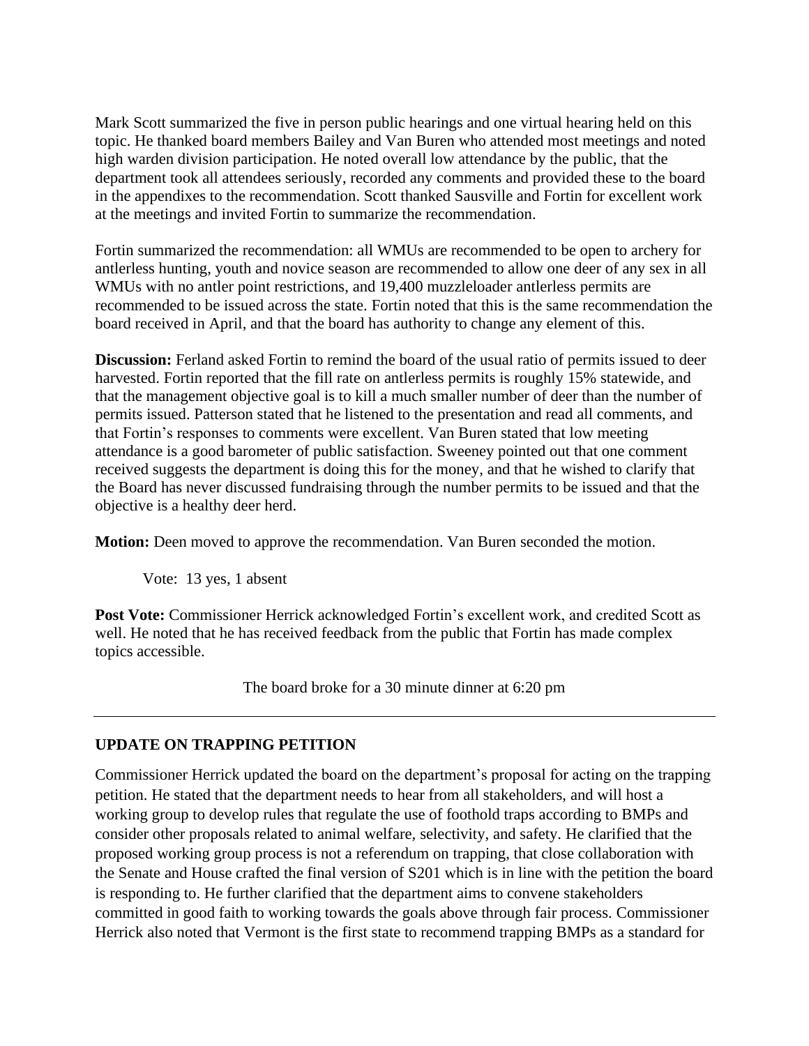Mark Scott summarized the five in person public hearings and one virtual hearing held on this topic. He thanked board members Bailey and Van Buren who attended most meetings and noted high warden division participation. He noted overall low attendance by the public, that the department took all attendees seriously, recorded any comments and provided these to the board in the appendixes to the recommendation. Scott thanked Sausville and Fortin for excellent work at the meetings and invited Fortin to summarize the recommendation.

Fortin summarized the recommendation: all WMUs are recommended to be open to archery for antlerless hunting, youth and novice season are recommended to allow one deer of any sex in all WMUs with no antler point restrictions, and 19,400 muzzleloader antlerless permits are recommended to be issued across the state. Fortin noted that this is the same recommendation the board received in April, and that the board has authority to change any element of this.

**Discussion:** Ferland asked Fortin to remind the board of the usual ratio of permits issued to deer harvested. Fortin reported that the fill rate on antlerless permits is roughly 15% statewide, and that the management objective goal is to kill a much smaller number of deer than the number of permits issued. Patterson stated that he listened to the presentation and read all comments, and that Fortin's responses to comments were excellent. Van Buren stated that low meeting attendance is a good barometer of public satisfaction. Sweeney pointed out that one comment received suggests the department is doing this for the money, and that he wished to clarify that the Board has never discussed fundraising through the number permits to be issued and that the objective is a healthy deer herd.

**Motion:** Deen moved to approve the recommendation. Van Buren seconded the motion.

Vote: 13 yes, 1 absent

**Post Vote:** Commissioner Herrick acknowledged Fortin's excellent work, and credited Scott as well. He noted that he has received feedback from the public that Fortin has made complex topics accessible.

The board broke for a 30 minute dinner at 6:20 pm

---

**UPDATE ON TRAPPING PETITION**

Commissioner Herrick updated the board on the department's proposal for acting on the trapping petition. He stated that the department needs to hear from all stakeholders, and will host a working group to develop rules that regulate the use of foothold traps according to BMPs and consider other proposals related to animal welfare, selectivity, and safety. He clarified that the proposed working group process is not a referendum on trapping, that close collaboration with the Senate and House crafted the final version of S201 which is in line with the petition the board is responding to. He further clarified that the department aims to convene stakeholders committed in good faith to working towards the goals above through fair process. Commissioner Herrick also noted that Vermont is the first state to recommend trapping BMPs as a standard for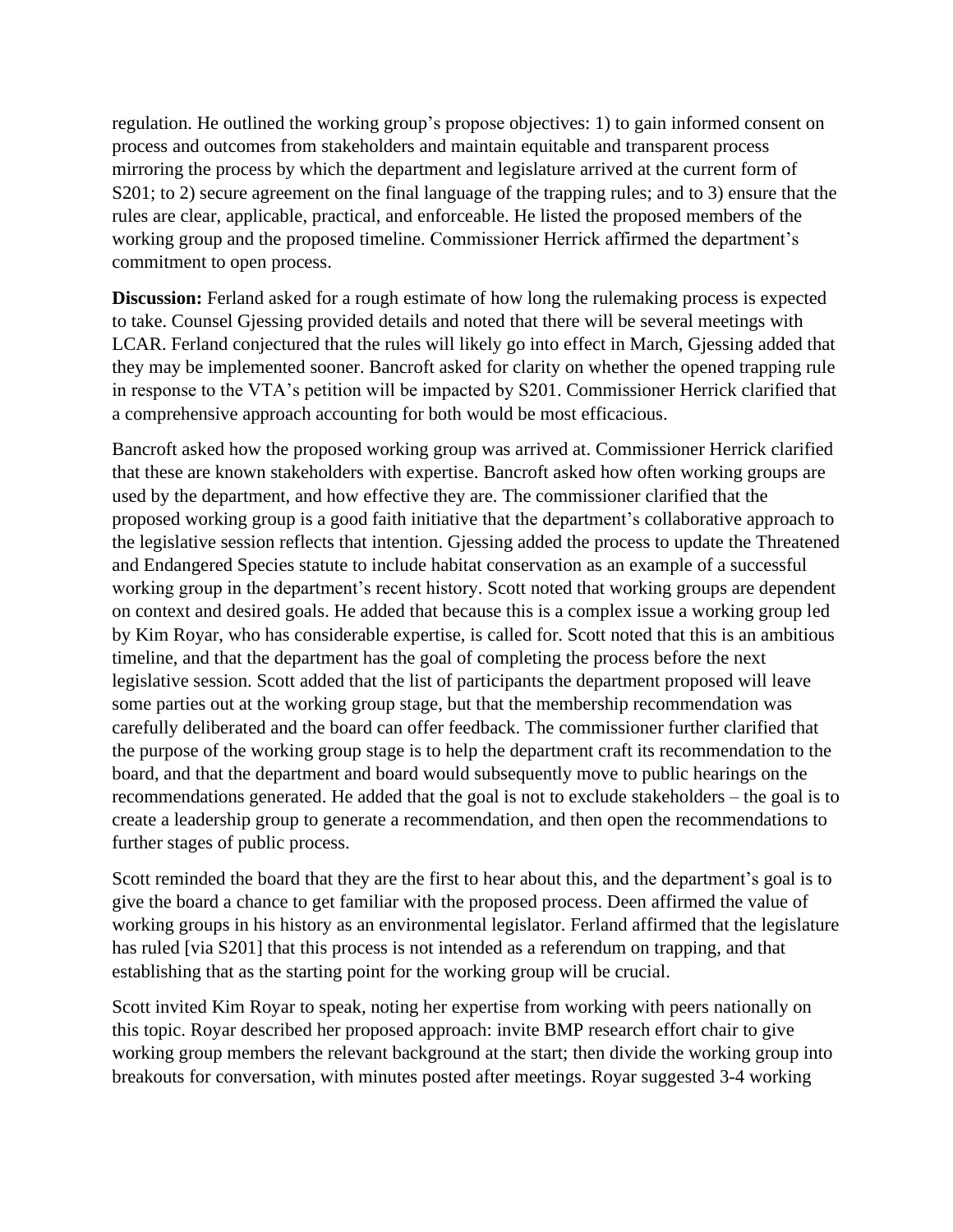regulation. He outlined the working group's propose objectives: 1) to gain informed consent on process and outcomes from stakeholders and maintain equitable and transparent process mirroring the process by which the department and legislature arrived at the current form of S201; to 2) secure agreement on the final language of the trapping rules; and to 3) ensure that the rules are clear, applicable, practical, and enforceable. He listed the proposed members of the working group and the proposed timeline. Commissioner Herrick affirmed the department's commitment to open process.

**Discussion:** Ferland asked for a rough estimate of how long the rulemaking process is expected to take. Counsel Gjessing provided details and noted that there will be several meetings with LCAR. Ferland conjectured that the rules will likely go into effect in March, Gjessing added that they may be implemented sooner. Bancroft asked for clarity on whether the opened trapping rule in response to the VTA's petition will be impacted by S201. Commissioner Herrick clarified that a comprehensive approach accounting for both would be most efficacious.

Bancroft asked how the proposed working group was arrived at. Commissioner Herrick clarified that these are known stakeholders with expertise. Bancroft asked how often working groups are used by the department, and how effective they are. The commissioner clarified that the proposed working group is a good faith initiative that the department's collaborative approach to the legislative session reflects that intention. Gjessing added the process to update the Threatened and Endangered Species statute to include habitat conservation as an example of a successful working group in the department's recent history. Scott noted that working groups are dependent on context and desired goals. He added that because this is a complex issue a working group led by Kim Royar, who has considerable expertise, is called for. Scott noted that this is an ambitious timeline, and that the department has the goal of completing the process before the next legislative session. Scott added that the list of participants the department proposed will leave some parties out at the working group stage, but that the membership recommendation was carefully deliberated and the board can offer feedback. The commissioner further clarified that the purpose of the working group stage is to help the department craft its recommendation to the board, and that the department and board would subsequently move to public hearings on the recommendations generated. He added that the goal is not to exclude stakeholders – the goal is to create a leadership group to generate a recommendation, and then open the recommendations to further stages of public process.

Scott reminded the board that they are the first to hear about this, and the department's goal is to give the board a chance to get familiar with the proposed process. Deen affirmed the value of working groups in his history as an environmental legislator. Ferland affirmed that the legislature has ruled [via S201] that this process is not intended as a referendum on trapping, and that establishing that as the starting point for the working group will be crucial.

Scott invited Kim Royar to speak, noting her expertise from working with peers nationally on this topic. Royar described her proposed approach: invite BMP research effort chair to give working group members the relevant background at the start; then divide the working group into breakouts for conversation, with minutes posted after meetings. Royar suggested 3-4 working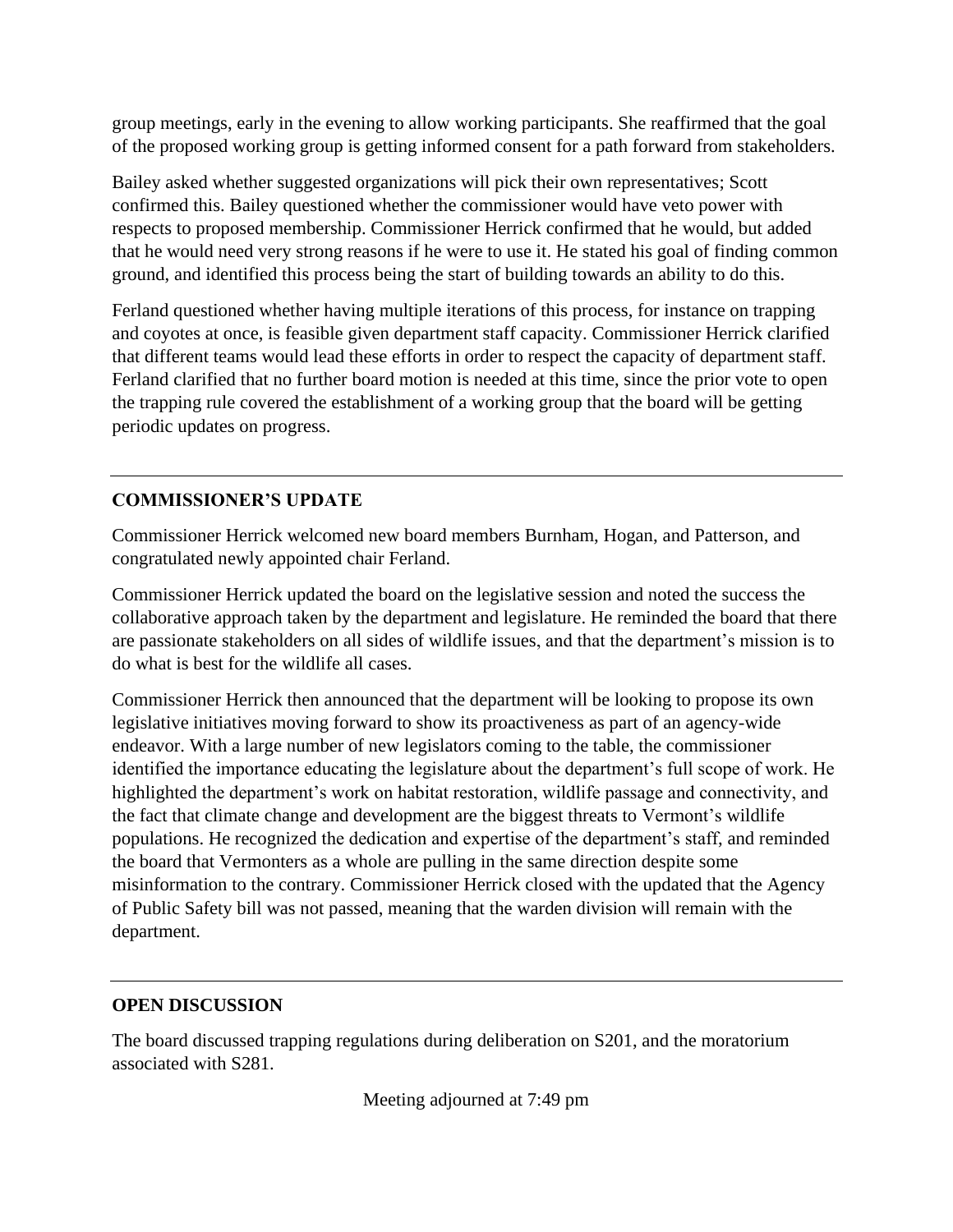group meetings, early in the evening to allow working participants. She reaffirmed that the goal of the proposed working group is getting informed consent for a path forward from stakeholders.

Bailey asked whether suggested organizations will pick their own representatives; Scott confirmed this. Bailey questioned whether the commissioner would have veto power with respects to proposed membership. Commissioner Herrick confirmed that he would, but added that he would need very strong reasons if he were to use it. He stated his goal of finding common ground, and identified this process being the start of building towards an ability to do this.

Ferland questioned whether having multiple iterations of this process, for instance on trapping and coyotes at once, is feasible given department staff capacity. Commissioner Herrick clarified that different teams would lead these efforts in order to respect the capacity of department staff. Ferland clarified that no further board motion is needed at this time, since the prior vote to open the trapping rule covered the establishment of a working group that the board will be getting periodic updates on progress.

---

## COMMISSIONER'S UPDATE

Commissioner Herrick welcomed new board members Burnham, Hogan, and Patterson, and congratulated newly appointed chair Ferland.

Commissioner Herrick updated the board on the legislative session and noted the success the collaborative approach taken by the department and legislature. He reminded the board that there are passionate stakeholders on all sides of wildlife issues, and that the department's mission is to do what is best for the wildlife all cases.

Commissioner Herrick then announced that the department will be looking to propose its own legislative initiatives moving forward to show its proactiveness as part of an agency-wide endeavor. With a large number of new legislators coming to the table, the commissioner identified the importance educating the legislature about the department's full scope of work. He highlighted the department's work on habitat restoration, wildlife passage and connectivity, and the fact that climate change and development are the biggest threats to Vermont's wildlife populations. He recognized the dedication and expertise of the department's staff, and reminded the board that Vermonters as a whole are pulling in the same direction despite some misinformation to the contrary. Commissioner Herrick closed with the updated that the Agency of Public Safety bill was not passed, meaning that the warden division will remain with the department.

---

## OPEN DISCUSSION

The board discussed trapping regulations during deliberation on S201, and the moratorium associated with S281.

Meeting adjourned at 7:49 pm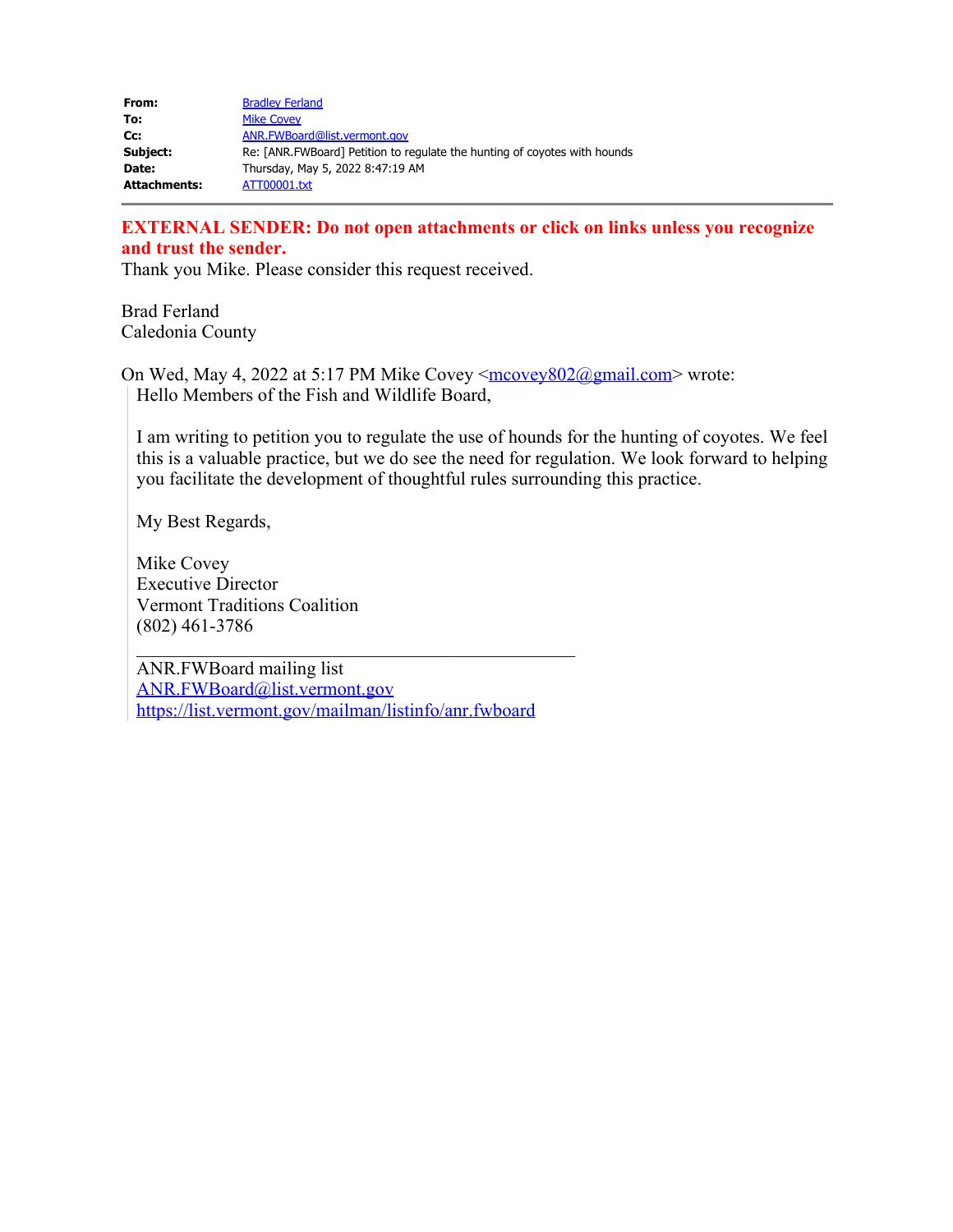| | |
|---|---|
| **From:** | Bradley Ferland |
| **To:** | Mike Covey |
| **Cc:** | ANR.FWBoard@list.vermont.gov |
| **Subject:** | Re: [ANR.FWBoard] Petition to regulate the hunting of coyotes with hounds |
| **Date:** | Thursday, May 5, 2022 8:47:19 AM |
| **Attachments:** | ATT00001.txt |

**EXTERNAL SENDER: Do not open attachments or click on links unless you recognize and trust the sender.**

Thank you Mike. Please consider this request received.

Brad Ferland
Caledonia County

On Wed, May 4, 2022 at 5:17 PM Mike Covey <mcovey802@gmail.com> wrote:

> Hello Members of the Fish and Wildlife Board,
>
> I am writing to petition you to regulate the use of hounds for the hunting of coyotes. We feel this is a valuable practice, but we do see the need for regulation. We look forward to helping you facilitate the development of thoughtful rules surrounding this practice.
>
> My Best Regards,
>
> Mike Covey
> Executive Director
> Vermont Traditions Coalition
> (802) 461-3786
>
> ---
>
> ANR.FWBoard mailing list
> ANR.FWBoard@list.vermont.gov
> https://list.vermont.gov/mailman/listinfo/anr.fwboard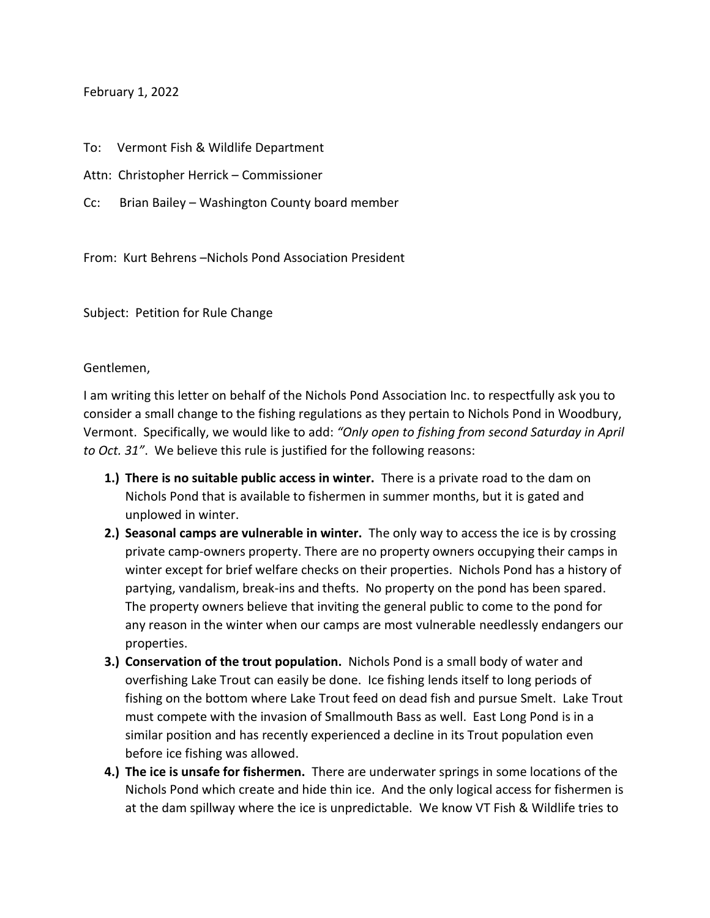February 1, 2022

To: Vermont Fish & Wildlife Department

Attn: Christopher Herrick – Commissioner

Cc: Brian Bailey – Washington County board member

From: Kurt Behrens –Nichols Pond Association President

Subject: Petition for Rule Change

Gentlemen,

I am writing this letter on behalf of the Nichols Pond Association Inc. to respectfully ask you to consider a small change to the fishing regulations as they pertain to Nichols Pond in Woodbury, Vermont. Specifically, we would like to add: *"Only open to fishing from second Saturday in April to Oct. 31"*. We believe this rule is justified for the following reasons:

1.) **There is no suitable public access in winter.** There is a private road to the dam on Nichols Pond that is available to fishermen in summer months, but it is gated and unplowed in winter.
2.) **Seasonal camps are vulnerable in winter.** The only way to access the ice is by crossing private camp-owners property. There are no property owners occupying their camps in winter except for brief welfare checks on their properties. Nichols Pond has a history of partying, vandalism, break-ins and thefts. No property on the pond has been spared. The property owners believe that inviting the general public to come to the pond for any reason in the winter when our camps are most vulnerable needlessly endangers our properties.
3.) **Conservation of the trout population.** Nichols Pond is a small body of water and overfishing Lake Trout can easily be done. Ice fishing lends itself to long periods of fishing on the bottom where Lake Trout feed on dead fish and pursue Smelt. Lake Trout must compete with the invasion of Smallmouth Bass as well. East Long Pond is in a similar position and has recently experienced a decline in its Trout population even before ice fishing was allowed.
4.) **The ice is unsafe for fishermen.** There are underwater springs in some locations of the Nichols Pond which create and hide thin ice. And the only logical access for fishermen is at the dam spillway where the ice is unpredictable. We know VT Fish & Wildlife tries to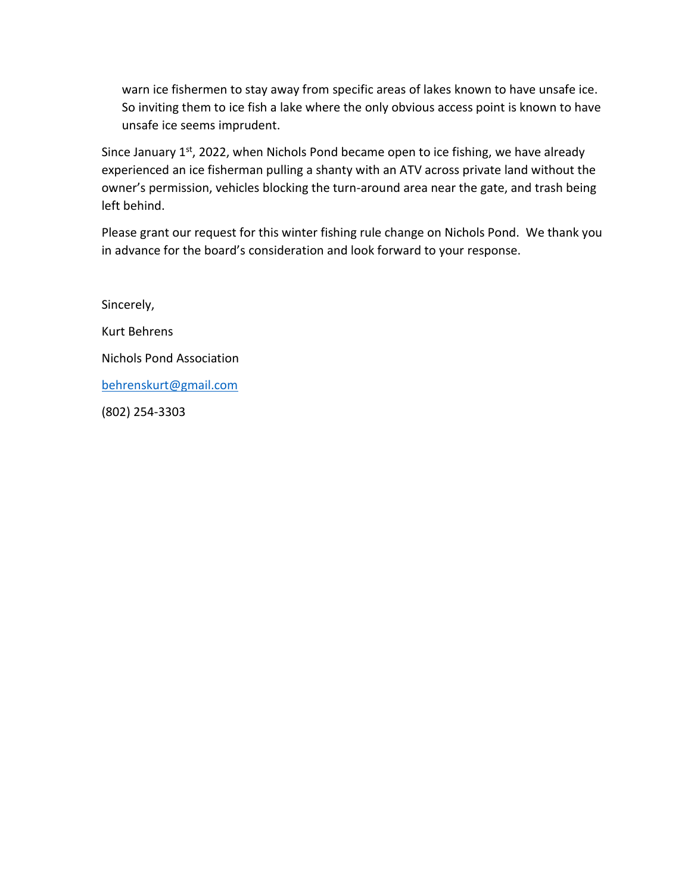warn ice fishermen to stay away from specific areas of lakes known to have unsafe ice. So inviting them to ice fish a lake where the only obvious access point is known to have unsafe ice seems imprudent.

Since January 1st, 2022, when Nichols Pond became open to ice fishing, we have already experienced an ice fisherman pulling a shanty with an ATV across private land without the owner's permission, vehicles blocking the turn-around area near the gate, and trash being left behind.

Please grant our request for this winter fishing rule change on Nichols Pond. We thank you in advance for the board's consideration and look forward to your response.

Sincerely,

Kurt Behrens

Nichols Pond Association

behrenskurt@gmail.com

(802) 254-3303